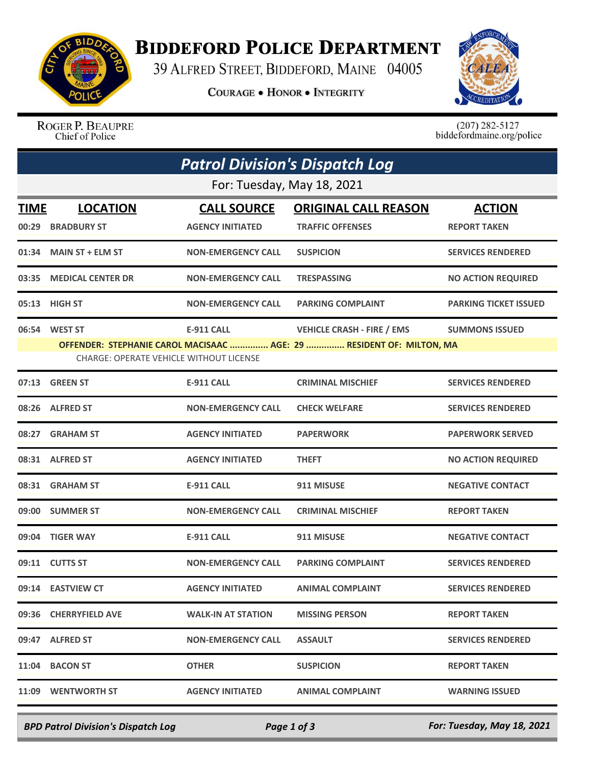# Biddeford Police Department

39 Alfred Street, Biddeford, Maine 04005

**Courage • Honor • Integrity**

Roger P. Beaupre
Chief of Police

(207) 282-5127
biddefordmaine.org/police

## *Patrol Division's Dispatch Log*

For: Tuesday, May 18, 2021

| TIME | LOCATION | CALL SOURCE | ORIGINAL CALL REASON | ACTION |
|---|---|---|---|---|
| 00:29 | BRADBURY ST | AGENCY INITIATED | TRAFFIC OFFENSES | REPORT TAKEN |
| 01:34 | MAIN ST + ELM ST | NON-EMERGENCY CALL | SUSPICION | SERVICES RENDERED |
| 03:35 | MEDICAL CENTER DR | NON-EMERGENCY CALL | TRESPASSING | NO ACTION REQUIRED |
| 05:13 | HIGH ST | NON-EMERGENCY CALL | PARKING COMPLAINT | PARKING TICKET ISSUED |
| 06:54 | WEST ST | E-911 CALL | VEHICLE CRASH - FIRE / EMS | SUMMONS ISSUED |
| | **OFFENDER: STEPHANIE CAROL MACISAAC ............... AGE: 29 ............... RESIDENT OF: MILTON, MA** | | | |
| | CHARGE: OPERATE VEHICLE WITHOUT LICENSE | | | |
| 07:13 | GREEN ST | E-911 CALL | CRIMINAL MISCHIEF | SERVICES RENDERED |
| 08:26 | ALFRED ST | NON-EMERGENCY CALL | CHECK WELFARE | SERVICES RENDERED |
| 08:27 | GRAHAM ST | AGENCY INITIATED | PAPERWORK | PAPERWORK SERVED |
| 08:31 | ALFRED ST | AGENCY INITIATED | THEFT | NO ACTION REQUIRED |
| 08:31 | GRAHAM ST | E-911 CALL | 911 MISUSE | NEGATIVE CONTACT |
| 09:00 | SUMMER ST | NON-EMERGENCY CALL | CRIMINAL MISCHIEF | REPORT TAKEN |
| 09:04 | TIGER WAY | E-911 CALL | 911 MISUSE | NEGATIVE CONTACT |
| 09:11 | CUTTS ST | NON-EMERGENCY CALL | PARKING COMPLAINT | SERVICES RENDERED |
| 09:14 | EASTVIEW CT | AGENCY INITIATED | ANIMAL COMPLAINT | SERVICES RENDERED |
| 09:36 | CHERRYFIELD AVE | WALK-IN AT STATION | MISSING PERSON | REPORT TAKEN |
| 09:47 | ALFRED ST | NON-EMERGENCY CALL | ASSAULT | SERVICES RENDERED |
| 11:04 | BACON ST | OTHER | SUSPICION | REPORT TAKEN |
| 11:09 | WENTWORTH ST | AGENCY INITIATED | ANIMAL COMPLAINT | WARNING ISSUED |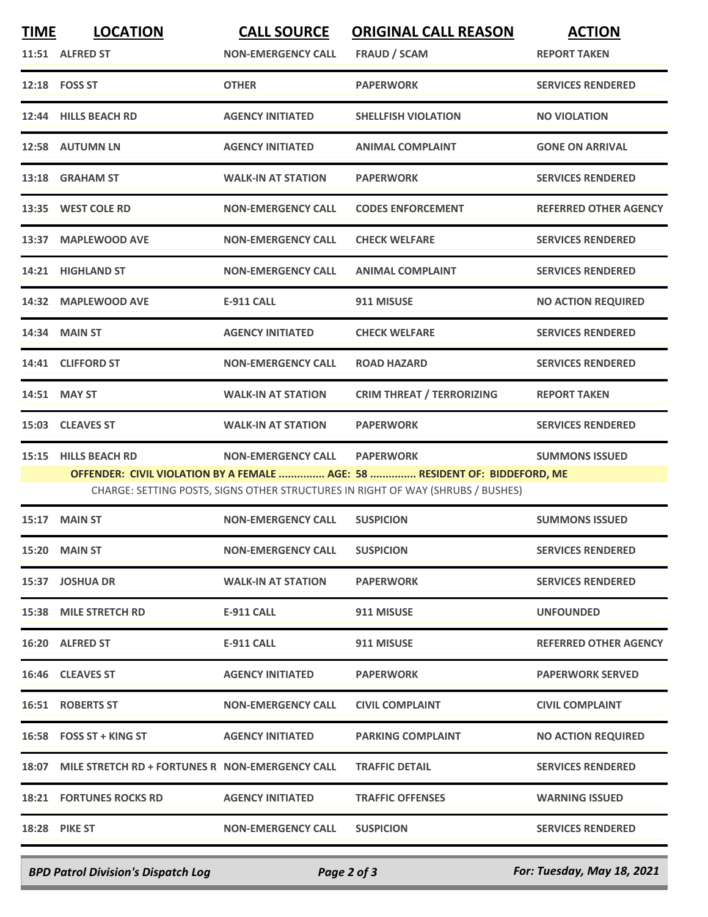| TIME | LOCATION | CALL SOURCE | ORIGINAL CALL REASON | ACTION |
|---|---|---|---|---|
| 11:51 | ALFRED ST | NON-EMERGENCY CALL | FRAUD / SCAM | REPORT TAKEN |
| 12:18 | FOSS ST | OTHER | PAPERWORK | SERVICES RENDERED |
| 12:44 | HILLS BEACH RD | AGENCY INITIATED | SHELLFISH VIOLATION | NO VIOLATION |
| 12:58 | AUTUMN LN | AGENCY INITIATED | ANIMAL COMPLAINT | GONE ON ARRIVAL |
| 13:18 | GRAHAM ST | WALK-IN AT STATION | PAPERWORK | SERVICES RENDERED |
| 13:35 | WEST COLE RD | NON-EMERGENCY CALL | CODES ENFORCEMENT | REFERRED OTHER AGENCY |
| 13:37 | MAPLEWOOD AVE | NON-EMERGENCY CALL | CHECK WELFARE | SERVICES RENDERED |
| 14:21 | HIGHLAND ST | NON-EMERGENCY CALL | ANIMAL COMPLAINT | SERVICES RENDERED |
| 14:32 | MAPLEWOOD AVE | E-911 CALL | 911 MISUSE | NO ACTION REQUIRED |
| 14:34 | MAIN ST | AGENCY INITIATED | CHECK WELFARE | SERVICES RENDERED |
| 14:41 | CLIFFORD ST | NON-EMERGENCY CALL | ROAD HAZARD | SERVICES RENDERED |
| 14:51 | MAY ST | WALK-IN AT STATION | CRIM THREAT / TERRORIZING | REPORT TAKEN |
| 15:03 | CLEAVES ST | WALK-IN AT STATION | PAPERWORK | SERVICES RENDERED |
| 15:15 | HILLS BEACH RD | NON-EMERGENCY CALL | PAPERWORK | SUMMONS ISSUED |

**OFFENDER: CIVIL VIOLATION BY A FEMALE ............... AGE: 58 ............... RESIDENT OF: BIDDEFORD, ME**

CHARGE: SETTING POSTS, SIGNS OTHER STRUCTURES IN RIGHT OF WAY (SHRUBS / BUSHES)

| TIME | LOCATION | CALL SOURCE | ORIGINAL CALL REASON | ACTION |
|---|---|---|---|---|
| 15:17 | MAIN ST | NON-EMERGENCY CALL | SUSPICION | SUMMONS ISSUED |
| 15:20 | MAIN ST | NON-EMERGENCY CALL | SUSPICION | SERVICES RENDERED |
| 15:37 | JOSHUA DR | WALK-IN AT STATION | PAPERWORK | SERVICES RENDERED |
| 15:38 | MILE STRETCH RD | E-911 CALL | 911 MISUSE | UNFOUNDED |
| 16:20 | ALFRED ST | E-911 CALL | 911 MISUSE | REFERRED OTHER AGENCY |
| 16:46 | CLEAVES ST | AGENCY INITIATED | PAPERWORK | PAPERWORK SERVED |
| 16:51 | ROBERTS ST | NON-EMERGENCY CALL | CIVIL COMPLAINT | CIVIL COMPLAINT |
| 16:58 | FOSS ST + KING ST | AGENCY INITIATED | PARKING COMPLAINT | NO ACTION REQUIRED |
| 18:07 | MILE STRETCH RD + FORTUNES R | NON-EMERGENCY CALL | TRAFFIC DETAIL | SERVICES RENDERED |
| 18:21 | FORTUNES ROCKS RD | AGENCY INITIATED | TRAFFIC OFFENSES | WARNING ISSUED |
| 18:28 | PIKE ST | NON-EMERGENCY CALL | SUSPICION | SERVICES RENDERED |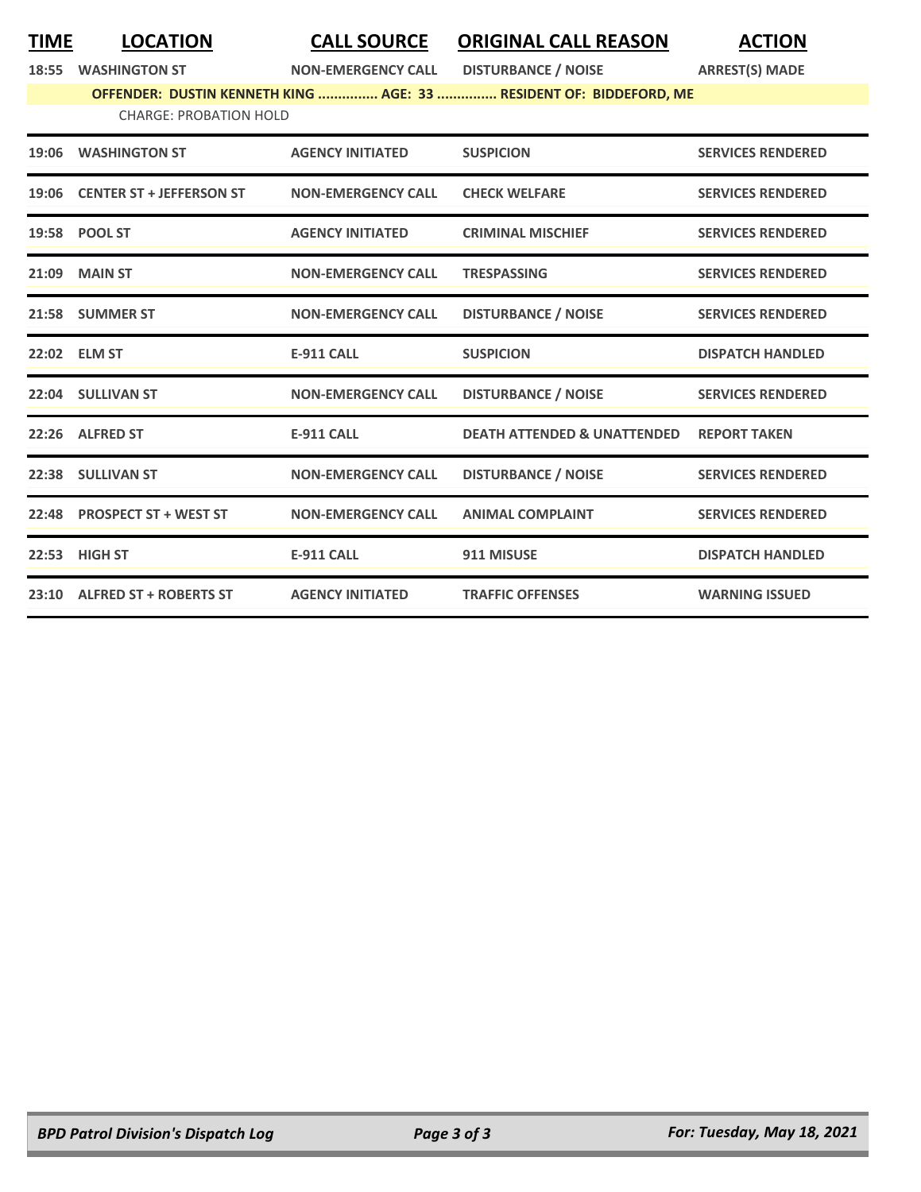| TIME | LOCATION | CALL SOURCE | ORIGINAL CALL REASON | ACTION |
|---|---|---|---|---|
| 18:55 | WASHINGTON ST | NON-EMERGENCY CALL | DISTURBANCE / NOISE | ARREST(S) MADE |
| | OFFENDER: DUSTIN KENNETH KING ............... AGE: 33 ............... RESIDENT OF: BIDDEFORD, ME | | | |
| | CHARGE: PROBATION HOLD | | | |
| 19:06 | WASHINGTON ST | AGENCY INITIATED | SUSPICION | SERVICES RENDERED |
| 19:06 | CENTER ST + JEFFERSON ST | NON-EMERGENCY CALL | CHECK WELFARE | SERVICES RENDERED |
| 19:58 | POOL ST | AGENCY INITIATED | CRIMINAL MISCHIEF | SERVICES RENDERED |
| 21:09 | MAIN ST | NON-EMERGENCY CALL | TRESPASSING | SERVICES RENDERED |
| 21:58 | SUMMER ST | NON-EMERGENCY CALL | DISTURBANCE / NOISE | SERVICES RENDERED |
| 22:02 | ELM ST | E-911 CALL | SUSPICION | DISPATCH HANDLED |
| 22:04 | SULLIVAN ST | NON-EMERGENCY CALL | DISTURBANCE / NOISE | SERVICES RENDERED |
| 22:26 | ALFRED ST | E-911 CALL | DEATH ATTENDED & UNATTENDED | REPORT TAKEN |
| 22:38 | SULLIVAN ST | NON-EMERGENCY CALL | DISTURBANCE / NOISE | SERVICES RENDERED |
| 22:48 | PROSPECT ST + WEST ST | NON-EMERGENCY CALL | ANIMAL COMPLAINT | SERVICES RENDERED |
| 22:53 | HIGH ST | E-911 CALL | 911 MISUSE | DISPATCH HANDLED |
| 23:10 | ALFRED ST + ROBERTS ST | AGENCY INITIATED | TRAFFIC OFFENSES | WARNING ISSUED |